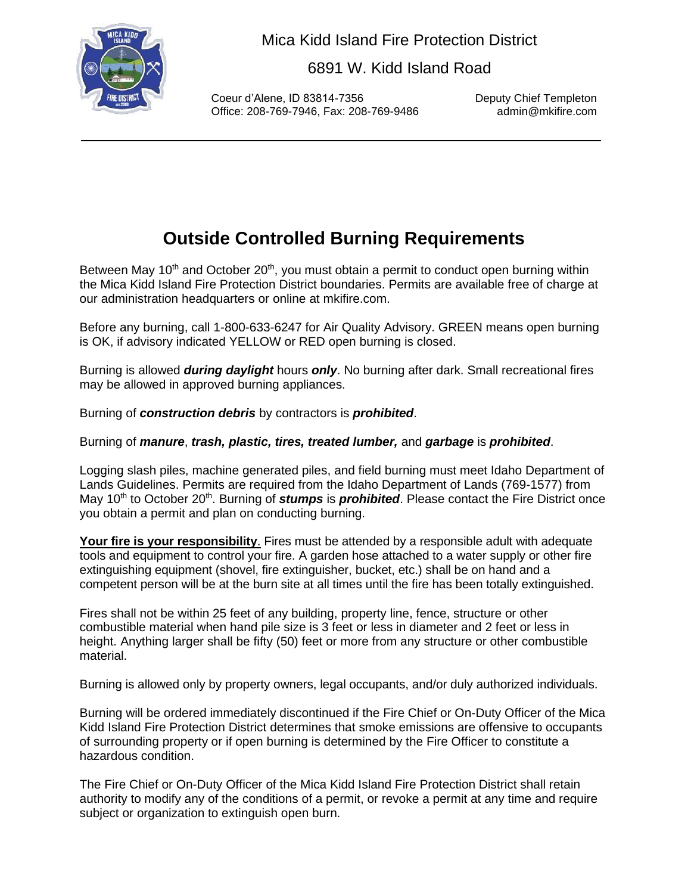Mica Kidd Island Fire Protection District

6891 W. Kidd Island Road

Coeur d'Alene, ID 83814-7356
Office: 208-769-7946, Fax: 208-769-9486

Deputy Chief Templeton
admin@mkifire.com

# Outside Controlled Burning Requirements

Between May 10th and October 20th, you must obtain a permit to conduct open burning within the Mica Kidd Island Fire Protection District boundaries. Permits are available free of charge at our administration headquarters or online at mkifire.com.

Before any burning, call 1-800-633-6247 for Air Quality Advisory. GREEN means open burning is OK, if advisory indicated YELLOW or RED open burning is closed.

Burning is allowed ***during daylight*** hours ***only***. No burning after dark. Small recreational fires may be allowed in approved burning appliances.

Burning of ***construction debris*** by contractors is ***prohibited***.

Burning of ***manure***, ***trash, plastic, tires, treated lumber,*** and ***garbage*** is ***prohibited***.

Logging slash piles, machine generated piles, and field burning must meet Idaho Department of Lands Guidelines. Permits are required from the Idaho Department of Lands (769-1577) from May 10th to October 20th. Burning of ***stumps*** is ***prohibited***. Please contact the Fire District once you obtain a permit and plan on conducting burning.

<u>**Your fire is your responsibility**</u>. Fires must be attended by a responsible adult with adequate tools and equipment to control your fire. A garden hose attached to a water supply or other fire extinguishing equipment (shovel, fire extinguisher, bucket, etc.) shall be on hand and a competent person will be at the burn site at all times until the fire has been totally extinguished.

Fires shall not be within 25 feet of any building, property line, fence, structure or other combustible material when hand pile size is 3 feet or less in diameter and 2 feet or less in height. Anything larger shall be fifty (50) feet or more from any structure or other combustible material.

Burning is allowed only by property owners, legal occupants, and/or duly authorized individuals.

Burning will be ordered immediately discontinued if the Fire Chief or On-Duty Officer of the Mica Kidd Island Fire Protection District determines that smoke emissions are offensive to occupants of surrounding property or if open burning is determined by the Fire Officer to constitute a hazardous condition.

The Fire Chief or On-Duty Officer of the Mica Kidd Island Fire Protection District shall retain authority to modify any of the conditions of a permit, or revoke a permit at any time and require subject or organization to extinguish open burn.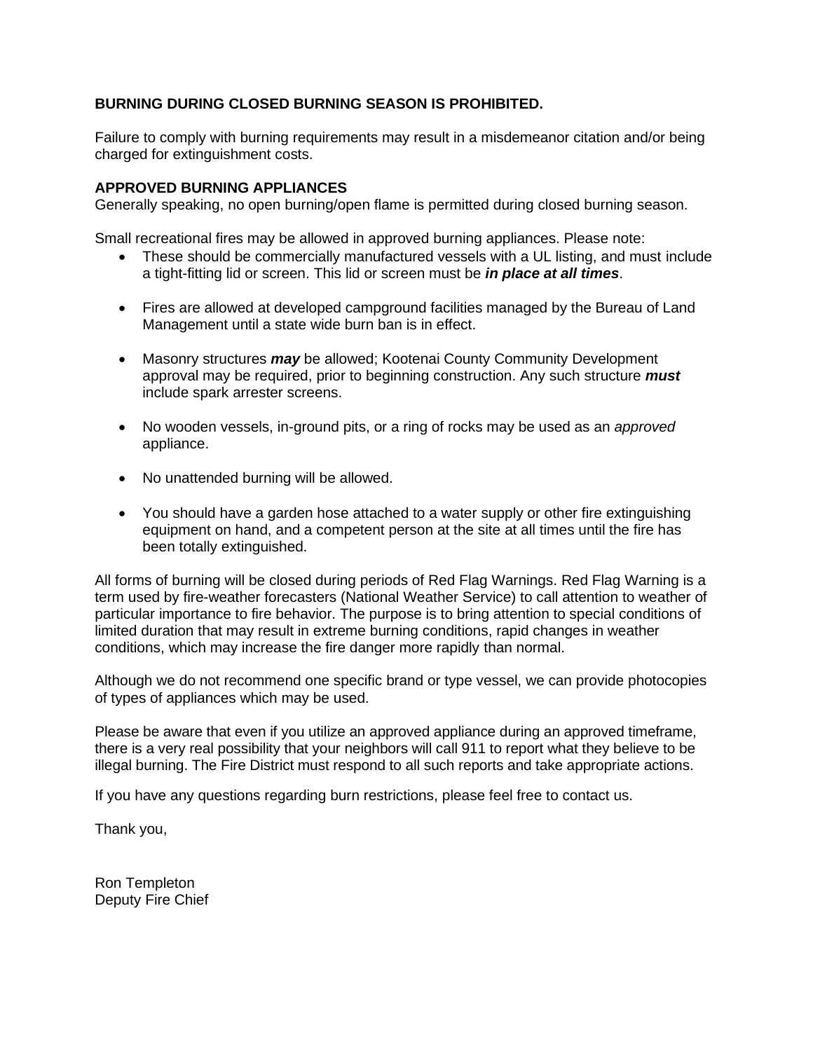**BURNING DURING CLOSED BURNING SEASON IS PROHIBITED.**

Failure to comply with burning requirements may result in a misdemeanor citation and/or being charged for extinguishment costs.

**APPROVED BURNING APPLIANCES**
Generally speaking, no open burning/open flame is permitted during closed burning season.

Small recreational fires may be allowed in approved burning appliances. Please note:

- These should be commercially manufactured vessels with a UL listing, and must include a tight-fitting lid or screen. This lid or screen must be ***in place at all times***.

- Fires are allowed at developed campground facilities managed by the Bureau of Land Management until a state wide burn ban is in effect.

- Masonry structures ***may*** be allowed; Kootenai County Community Development approval may be required, prior to beginning construction. Any such structure ***must*** include spark arrester screens.

- No wooden vessels, in-ground pits, or a ring of rocks may be used as an *approved* appliance.

- No unattended burning will be allowed.

- You should have a garden hose attached to a water supply or other fire extinguishing equipment on hand, and a competent person at the site at all times until the fire has been totally extinguished.

All forms of burning will be closed during periods of Red Flag Warnings. Red Flag Warning is a term used by fire-weather forecasters (National Weather Service) to call attention to weather of particular importance to fire behavior. The purpose is to bring attention to special conditions of limited duration that may result in extreme burning conditions, rapid changes in weather conditions, which may increase the fire danger more rapidly than normal.

Although we do not recommend one specific brand or type vessel, we can provide photocopies of types of appliances which may be used.

Please be aware that even if you utilize an approved appliance during an approved timeframe, there is a very real possibility that your neighbors will call 911 to report what they believe to be illegal burning. The Fire District must respond to all such reports and take appropriate actions.

If you have any questions regarding burn restrictions, please feel free to contact us.

Thank you,

Ron Templeton
Deputy Fire Chief